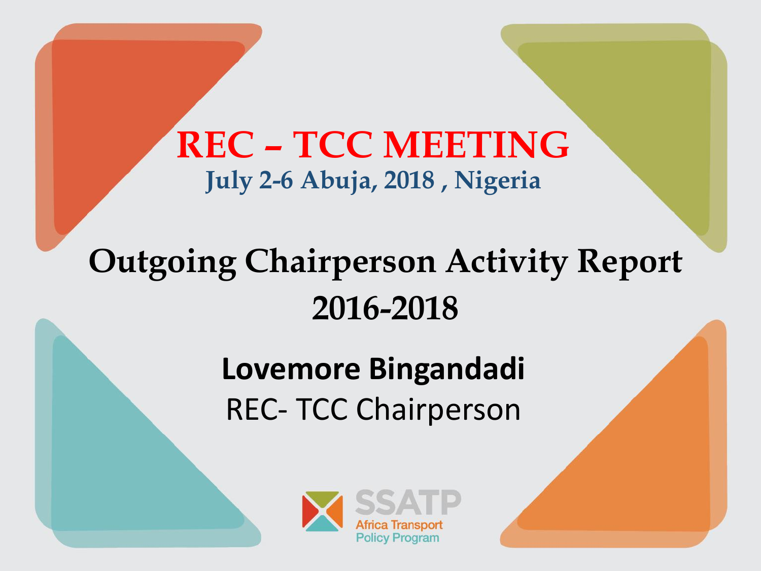# REC – TCC MEETING

**July 2-6 Abuja, 2018 , Nigeria**

## Outgoing Chairperson Activity Report 2016-2018

**Lovemore Bingandadi**

REC- TCC Chairperson

SSATP
Africa Transport Policy Program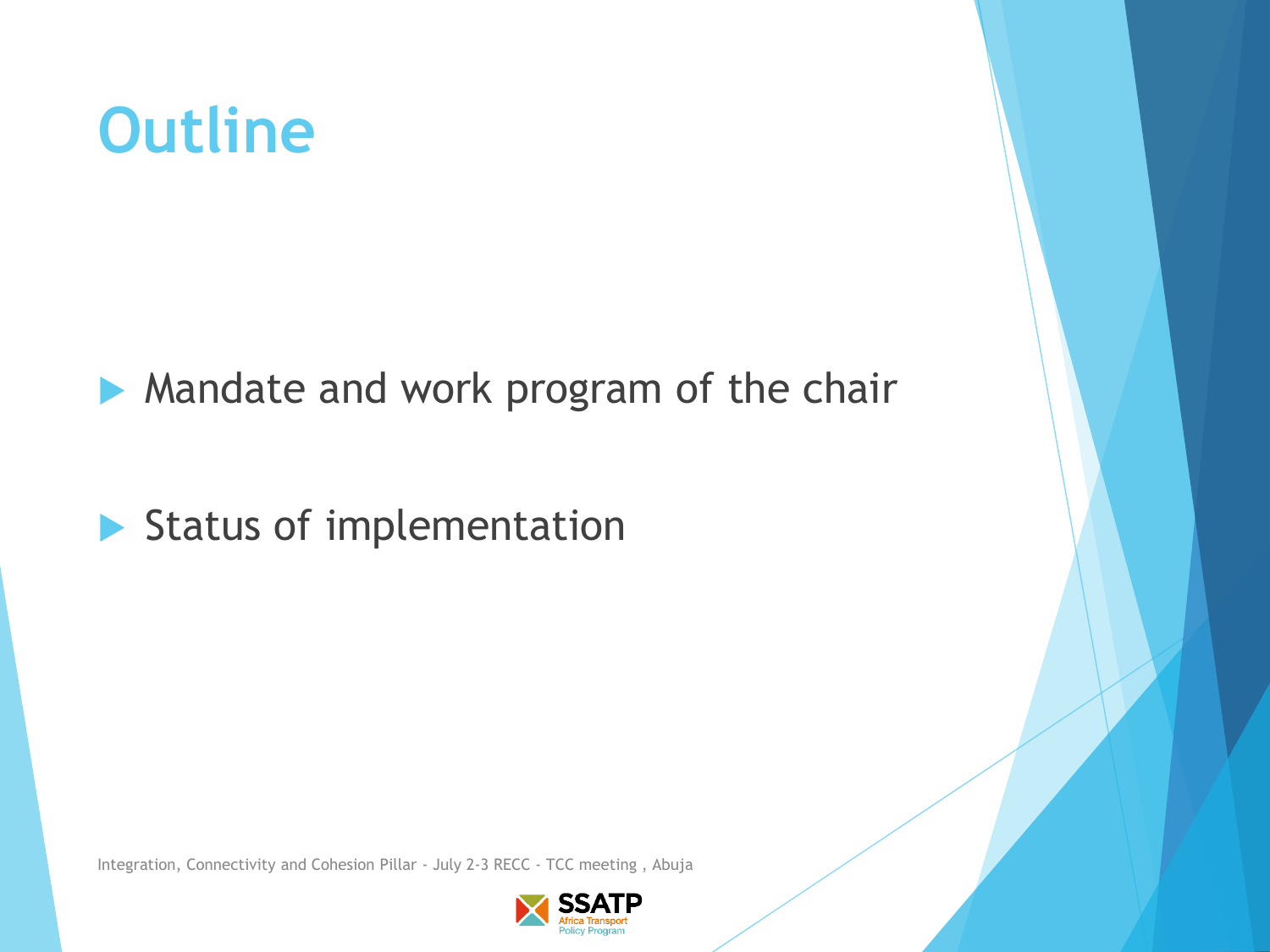# Outline

- Mandate and work program of the chair
- Status of implementation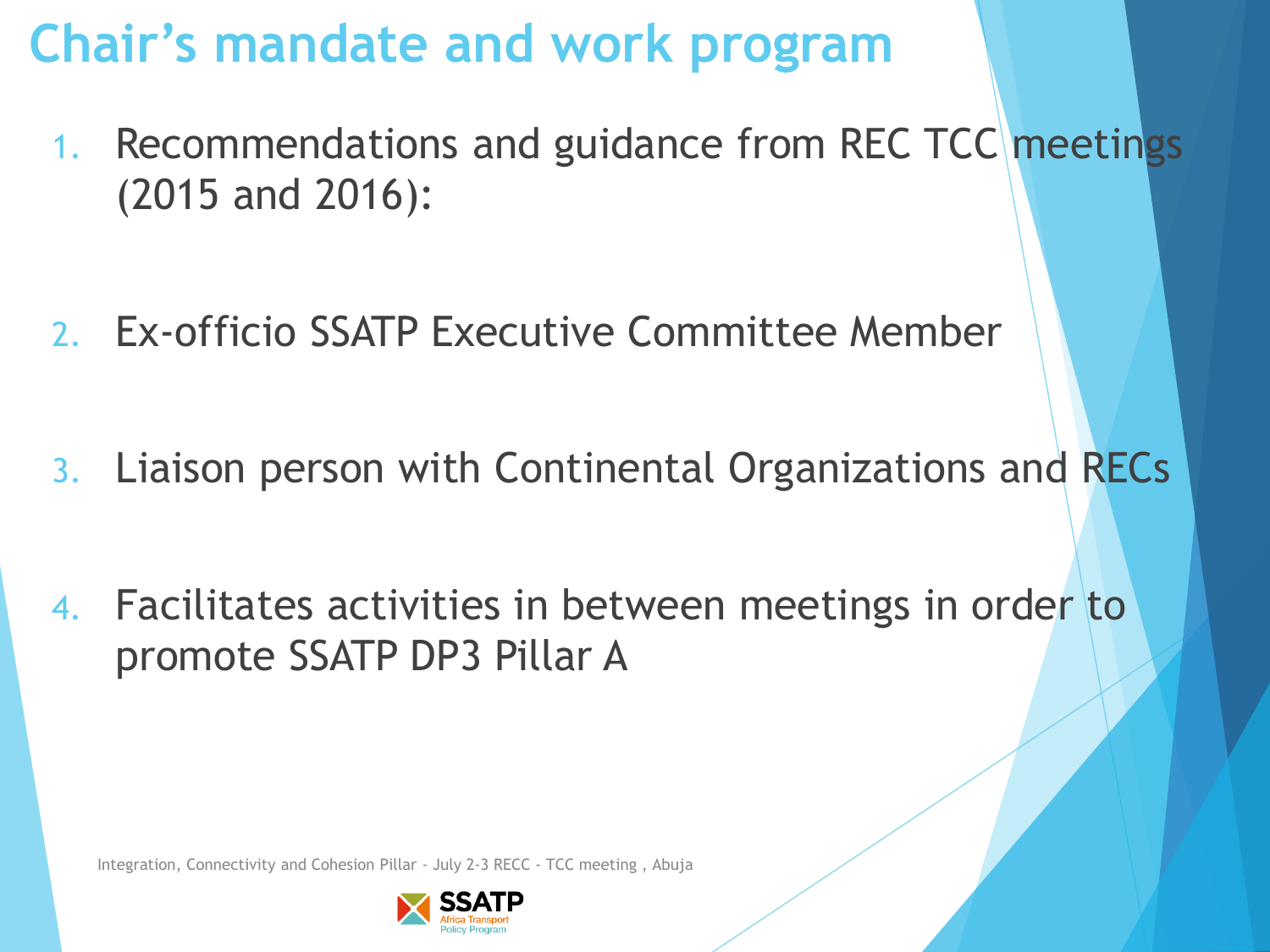# Chair's mandate and work program

1. Recommendations and guidance from REC TCC meetings (2015 and 2016):
2. Ex-officio SSATP Executive Committee Member
3. Liaison person with Continental Organizations and RECs
4. Facilitates activities in between meetings in order to promote SSATP DP3 Pillar A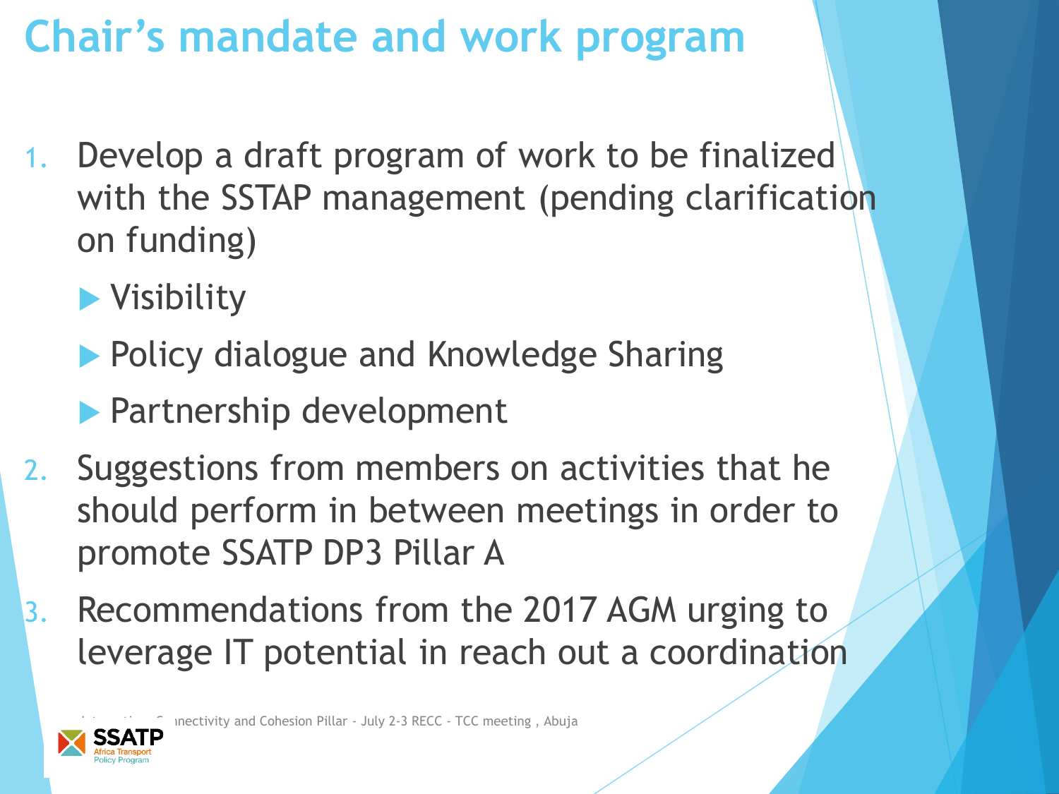# Chair's mandate and work program

1. Develop a draft program of work to be finalized with the SSTAP management (pending clarification on funding)
   - Visibility
   - Policy dialogue and Knowledge Sharing
   - Partnership development
2. Suggestions from members on activities that he should perform in between meetings in order to promote SSATP DP3 Pillar A
3. Recommendations from the 2017 AGM urging to leverage IT potential in reach out a coordination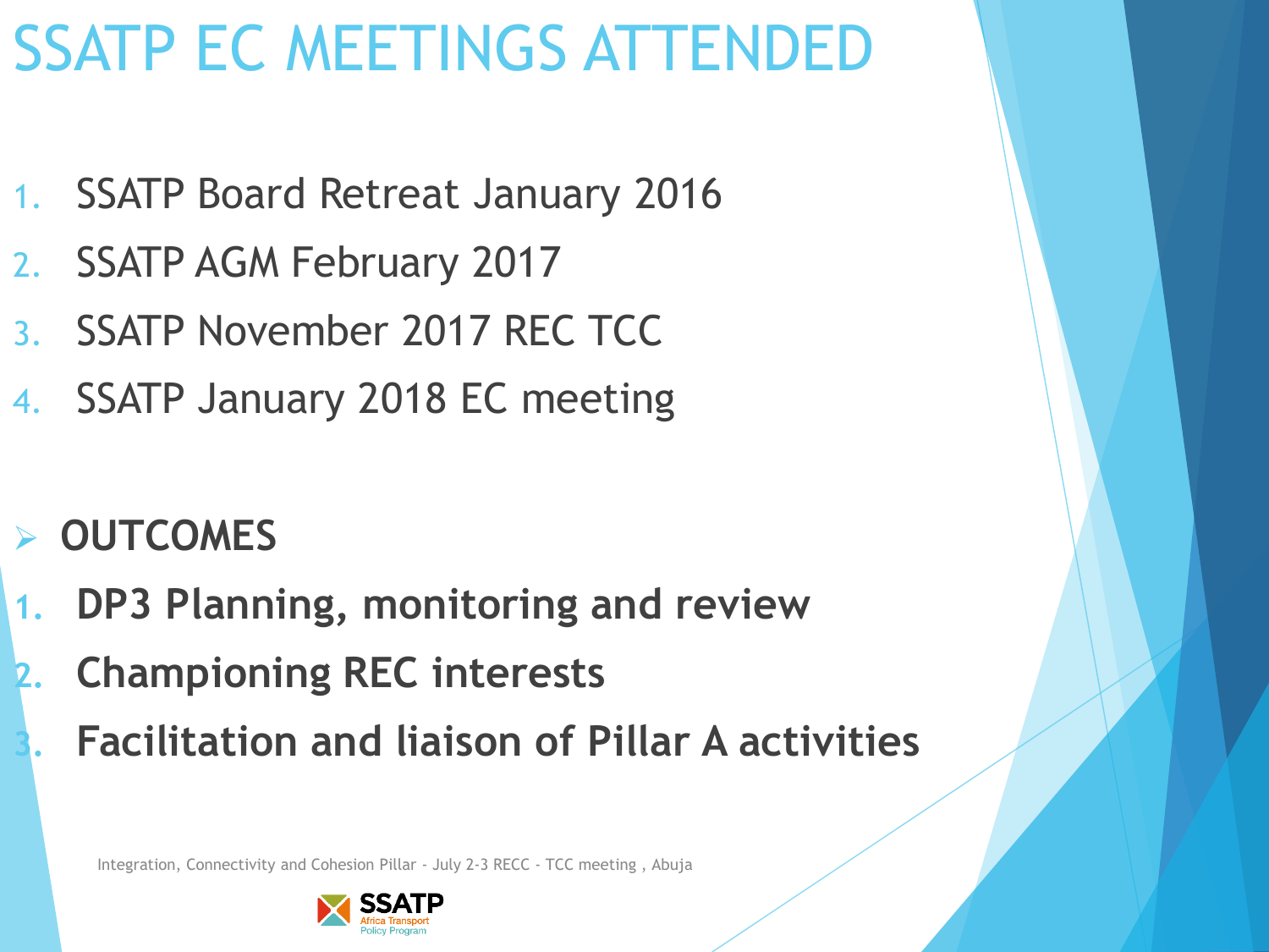# SSATP EC MEETINGS ATTENDED

1. SSATP Board Retreat January 2016
2. SSATP AGM February 2017
3. SSATP November 2017 REC TCC
4. SSATP January 2018 EC meeting

- **OUTCOMES**

1. **DP3 Planning, monitoring and review**
2. **Championing REC interests**
3. **Facilitation and liaison of Pillar A activities**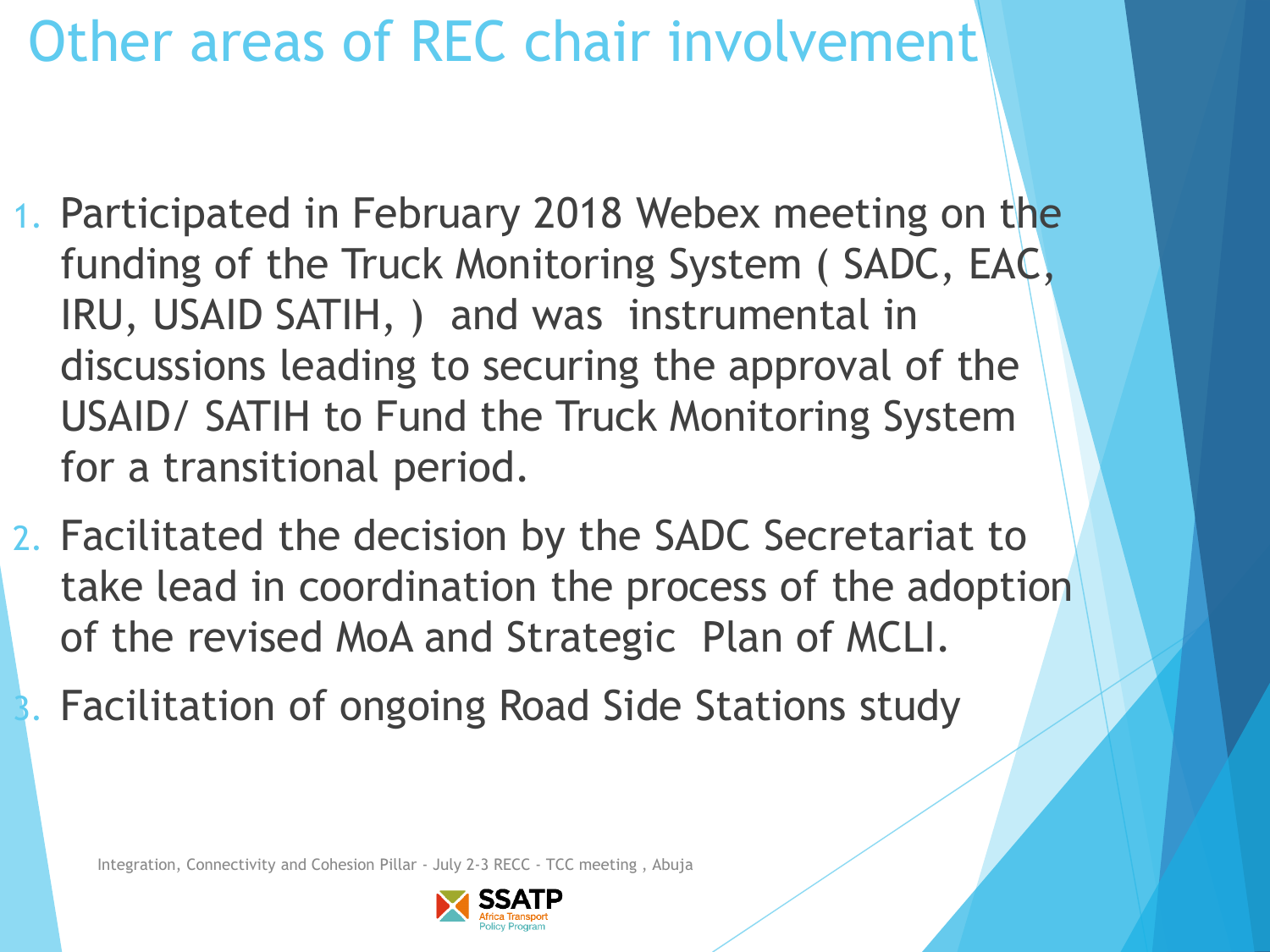# Other areas of REC chair involvement

1. Participated in February 2018 Webex meeting on the funding of the Truck Monitoring System ( SADC, EAC, IRU, USAID SATIH, ) and was instrumental in discussions leading to securing the approval of the USAID/ SATIH to Fund the Truck Monitoring System for a transitional period.
2. Facilitated the decision by the SADC Secretariat to take lead in coordination the process of the adoption of the revised MoA and Strategic Plan of MCLI.
3. Facilitation of ongoing Road Side Stations study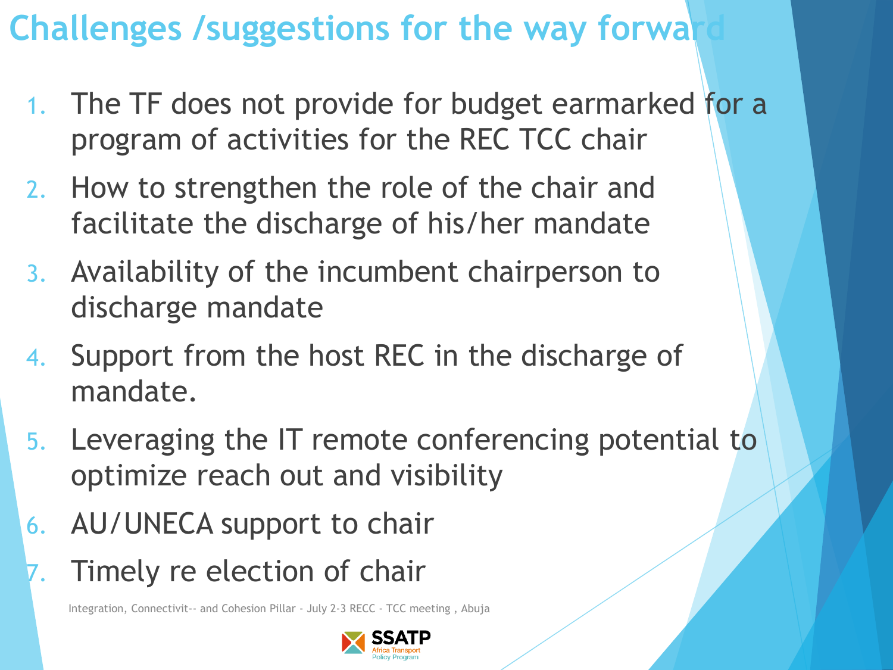# Challenges /suggestions for the way forward

1. The TF does not provide for budget earmarked for a program of activities for the REC TCC chair
2. How to strengthen the role of the chair and facilitate the discharge of his/her mandate
3. Availability of the incumbent chairperson to discharge mandate
4. Support from the host REC in the discharge of mandate.
5. Leveraging the IT remote conferencing potential to optimize reach out and visibility
6. AU/UNECA support to chair
7. Timely re election of chair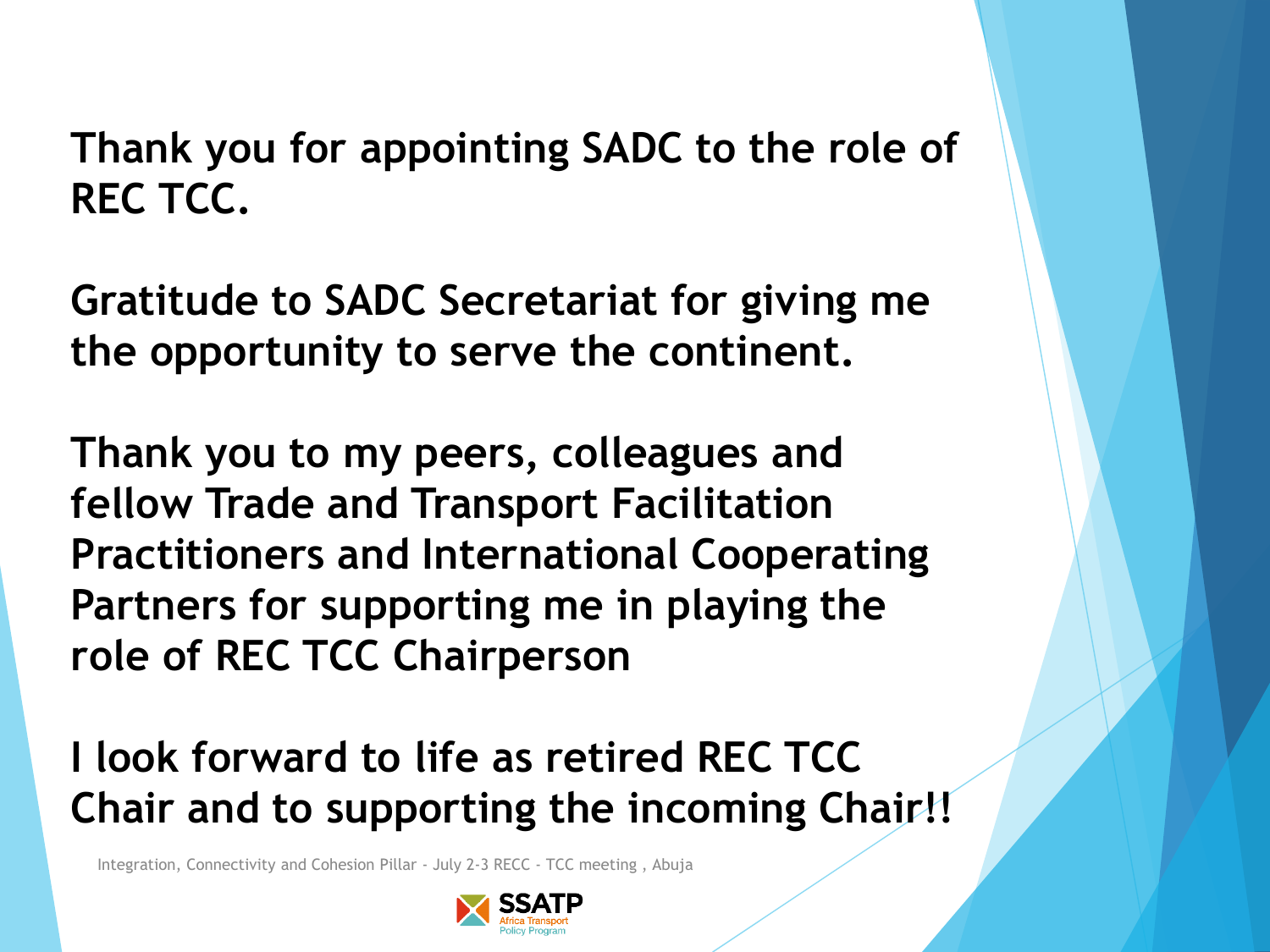**Thank you for appointing SADC to the role of REC TCC.**

**Gratitude to SADC Secretariat for giving me the opportunity to serve the continent.**

**Thank you to my peers, colleagues and fellow Trade and Transport Facilitation Practitioners and International Cooperating Partners for supporting me in playing the role of REC TCC Chairperson**

**I look forward to life as retired REC TCC Chair and to supporting the incoming Chair!!**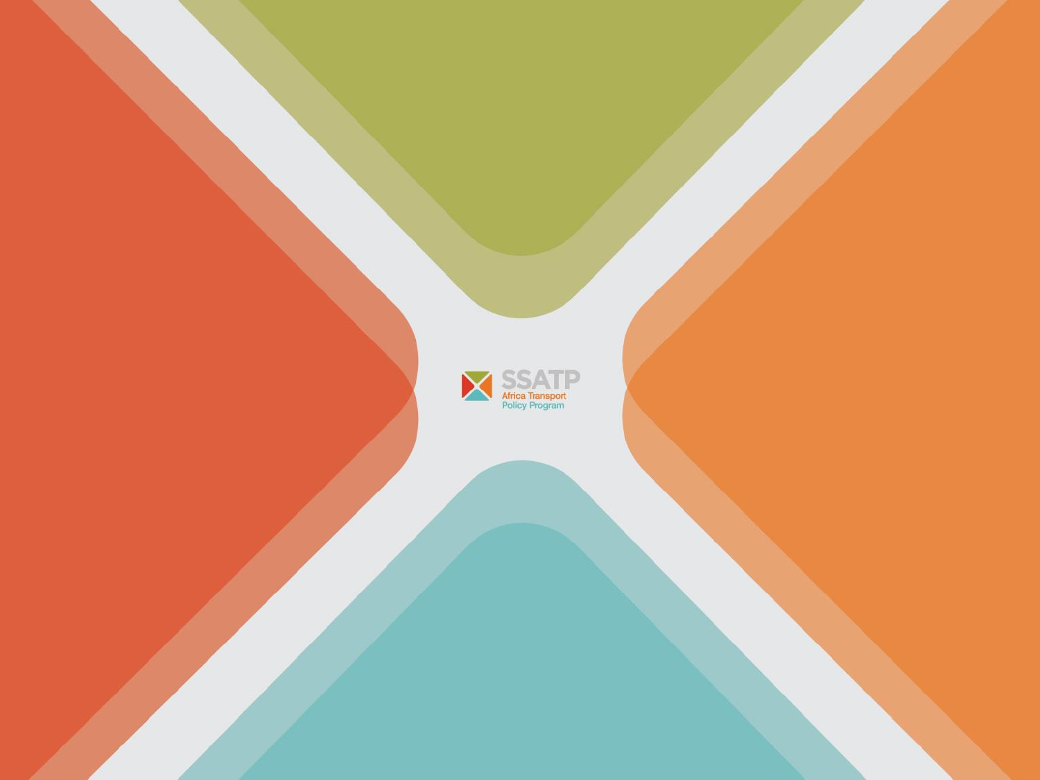SSATP

Africa Transport Policy Program